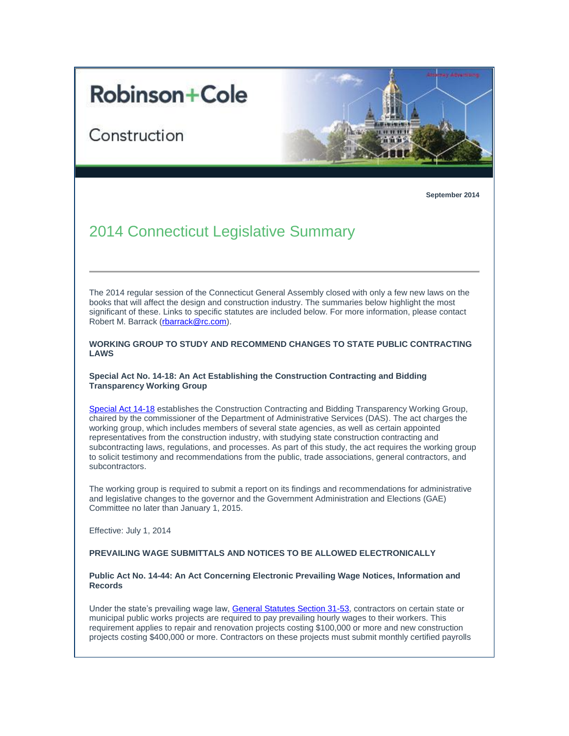Robinson+Cole

Construction

Attorney Advertising

September 2014

# 2014 Connecticut Legislative Summary

The 2014 regular session of the Connecticut General Assembly closed with only a few new laws on the books that will affect the design and construction industry. The summaries below highlight the most significant of these. Links to specific statutes are included below. For more information, please contact Robert M. Barrack (rbarrack@rc.com).

**WORKING GROUP TO STUDY AND RECOMMEND CHANGES TO STATE PUBLIC CONTRACTING LAWS**

**Special Act No. 14-18: An Act Establishing the Construction Contracting and Bidding Transparency Working Group**

Special Act 14-18 establishes the Construction Contracting and Bidding Transparency Working Group, chaired by the commissioner of the Department of Administrative Services (DAS). The act charges the working group, which includes members of several state agencies, as well as certain appointed representatives from the construction industry, with studying state construction contracting and subcontracting laws, regulations, and processes. As part of this study, the act requires the working group to solicit testimony and recommendations from the public, trade associations, general contractors, and subcontractors.

The working group is required to submit a report on its findings and recommendations for administrative and legislative changes to the governor and the Government Administration and Elections (GAE) Committee no later than January 1, 2015.

Effective: July 1, 2014

**PREVAILING WAGE SUBMITTALS AND NOTICES TO BE ALLOWED ELECTRONICALLY**

**Public Act No. 14-44: An Act Concerning Electronic Prevailing Wage Notices, Information and Records**

Under the state's prevailing wage law, General Statutes Section 31-53, contractors on certain state or municipal public works projects are required to pay prevailing hourly wages to their workers. This requirement applies to repair and renovation projects costing $100,000 or more and new construction projects costing $400,000 or more. Contractors on these projects must submit monthly certified payrolls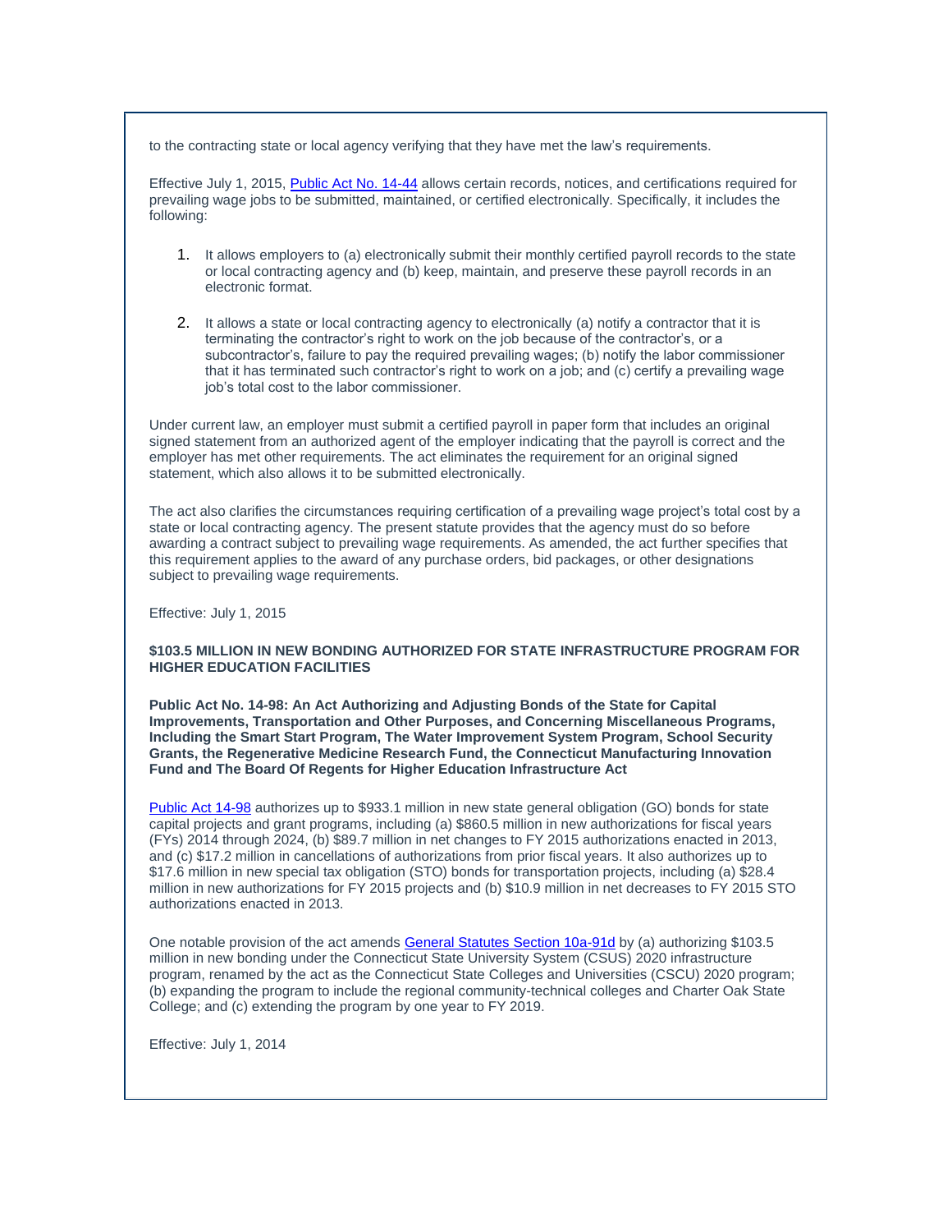to the contracting state or local agency verifying that they have met the law's requirements.

Effective July 1, 2015, [Public Act No. 14-44](#) allows certain records, notices, and certifications required for prevailing wage jobs to be submitted, maintained, or certified electronically. Specifically, it includes the following:

1. It allows employers to (a) electronically submit their monthly certified payroll records to the state or local contracting agency and (b) keep, maintain, and preserve these payroll records in an electronic format.

2. It allows a state or local contracting agency to electronically (a) notify a contractor that it is terminating the contractor's right to work on the job because of the contractor's, or a subcontractor's, failure to pay the required prevailing wages; (b) notify the labor commissioner that it has terminated such contractor's right to work on a job; and (c) certify a prevailing wage job's total cost to the labor commissioner.

Under current law, an employer must submit a certified payroll in paper form that includes an original signed statement from an authorized agent of the employer indicating that the payroll is correct and the employer has met other requirements. The act eliminates the requirement for an original signed statement, which also allows it to be submitted electronically.

The act also clarifies the circumstances requiring certification of a prevailing wage project's total cost by a state or local contracting agency. The present statute provides that the agency must do so before awarding a contract subject to prevailing wage requirements. As amended, the act further specifies that this requirement applies to the award of any purchase orders, bid packages, or other designations subject to prevailing wage requirements.

Effective: July 1, 2015

**$103.5 MILLION IN NEW BONDING AUTHORIZED FOR STATE INFRASTRUCTURE PROGRAM FOR HIGHER EDUCATION FACILITIES**

**Public Act No. 14-98: An Act Authorizing and Adjusting Bonds of the State for Capital Improvements, Transportation and Other Purposes, and Concerning Miscellaneous Programs, Including the Smart Start Program, The Water Improvement System Program, School Security Grants, the Regenerative Medicine Research Fund, the Connecticut Manufacturing Innovation Fund and The Board Of Regents for Higher Education Infrastructure Act**

[Public Act 14-98](#) authorizes up to $933.1 million in new state general obligation (GO) bonds for state capital projects and grant programs, including (a) $860.5 million in new authorizations for fiscal years (FYs) 2014 through 2024, (b) $89.7 million in net changes to FY 2015 authorizations enacted in 2013, and (c) $17.2 million in cancellations of authorizations from prior fiscal years. It also authorizes up to $17.6 million in new special tax obligation (STO) bonds for transportation projects, including (a) $28.4 million in new authorizations for FY 2015 projects and (b) $10.9 million in net decreases to FY 2015 STO authorizations enacted in 2013.

One notable provision of the act amends [General Statutes Section 10a-91d](#) by (a) authorizing $103.5 million in new bonding under the Connecticut State University System (CSUS) 2020 infrastructure program, renamed by the act as the Connecticut State Colleges and Universities (CSCU) 2020 program; (b) expanding the program to include the regional community-technical colleges and Charter Oak State College; and (c) extending the program by one year to FY 2019.

Effective: July 1, 2014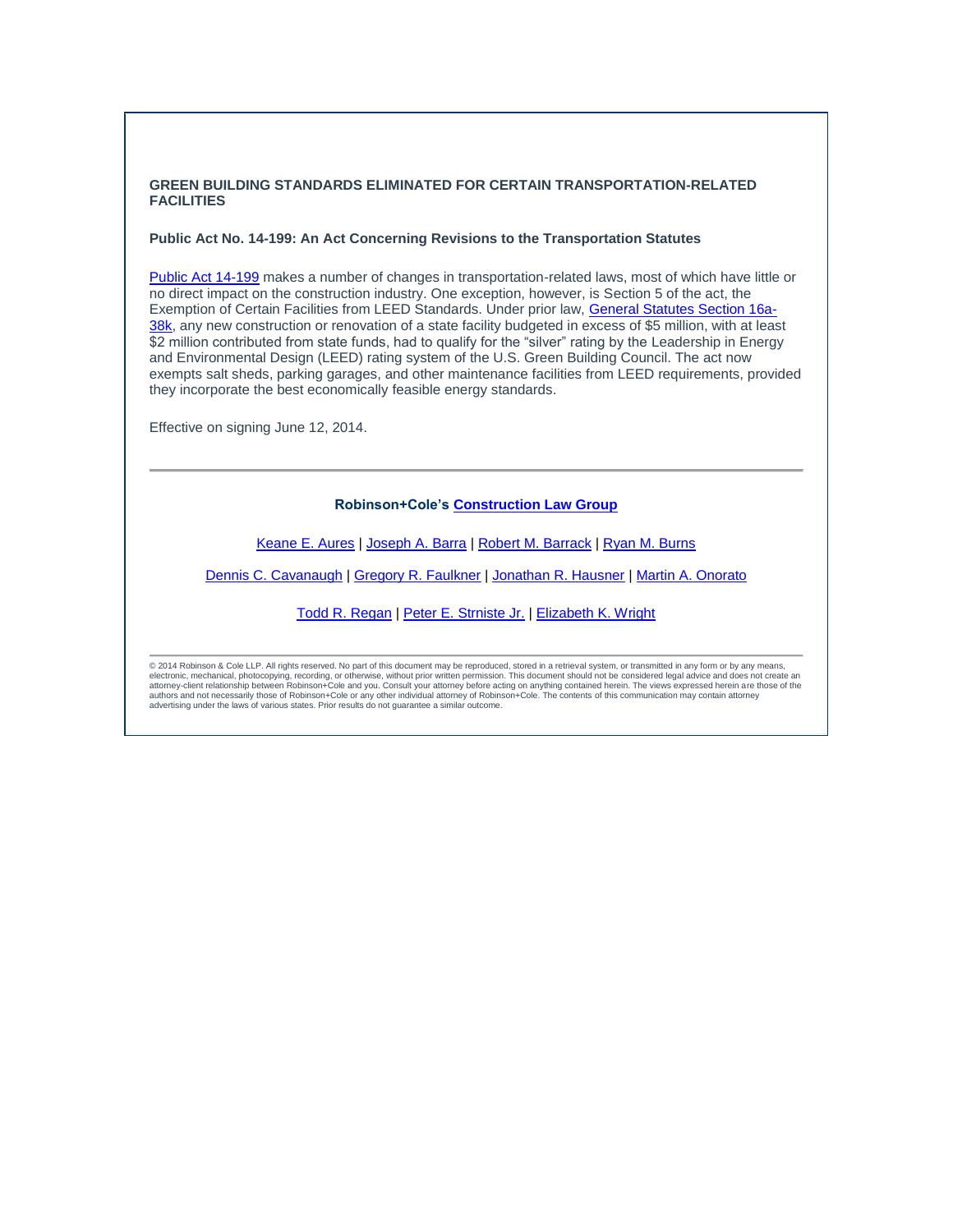**GREEN BUILDING STANDARDS ELIMINATED FOR CERTAIN TRANSPORTATION-RELATED FACILITIES**

**Public Act No. 14-199: An Act Concerning Revisions to the Transportation Statutes**

Public Act 14-199 makes a number of changes in transportation-related laws, most of which have little or no direct impact on the construction industry. One exception, however, is Section 5 of the act, the Exemption of Certain Facilities from LEED Standards. Under prior law, General Statutes Section 16a-38k, any new construction or renovation of a state facility budgeted in excess of $5 million, with at least $2 million contributed from state funds, had to qualify for the "silver" rating by the Leadership in Energy and Environmental Design (LEED) rating system of the U.S. Green Building Council. The act now exempts salt sheds, parking garages, and other maintenance facilities from LEED requirements, provided they incorporate the best economically feasible energy standards.

Effective on signing June 12, 2014.

---

**Robinson+Cole's Construction Law Group**

Keane E. Aures | Joseph A. Barra | Robert M. Barrack | Ryan M. Burns

Dennis C. Cavanaugh | Gregory R. Faulkner | Jonathan R. Hausner | Martin A. Onorato

Todd R. Regan | Peter E. Strniste Jr. | Elizabeth K. Wright

---

© 2014 Robinson & Cole LLP. All rights reserved. No part of this document may be reproduced, stored in a retrieval system, or transmitted in any form or by any means, electronic, mechanical, photocopying, recording, or otherwise, without prior written permission. This document should not be considered legal advice and does not create an attorney-client relationship between Robinson+Cole and you. Consult your attorney before acting on anything contained herein. The views expressed herein are those of the authors and not necessarily those of Robinson+Cole or any other individual attorney of Robinson+Cole. The contents of this communication may contain attorney advertising under the laws of various states. Prior results do not guarantee a similar outcome.